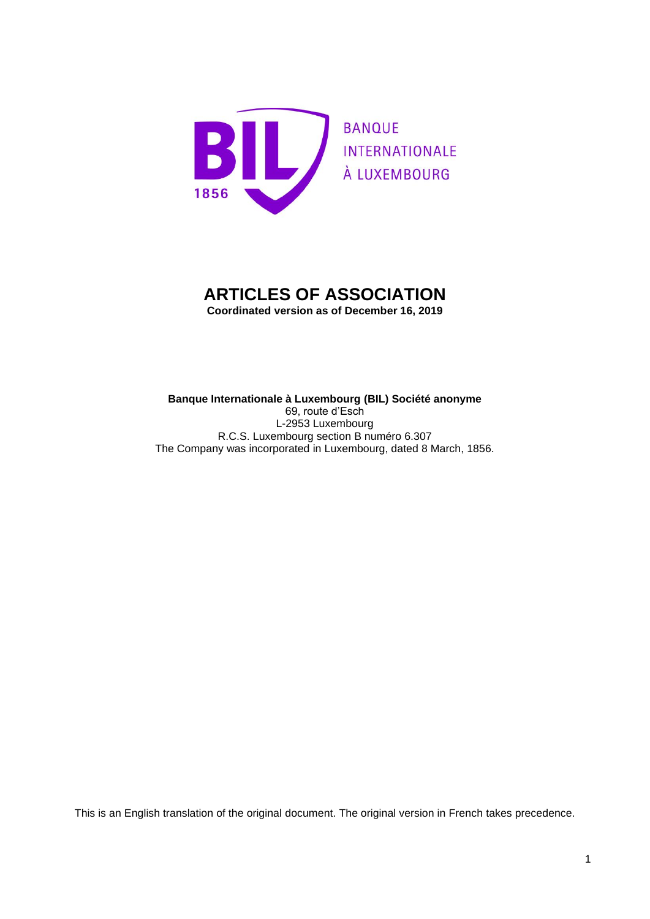BANQUE INTERNATIONALE À LUXEMBOURG

# ARTICLES OF ASSOCIATION

**Coordinated version as of December 16, 2019**

**Banque Internationale à Luxembourg (BIL) Société anonyme**
69, route d'Esch
L-2953 Luxembourg
R.C.S. Luxembourg section B numéro 6.307
The Company was incorporated in Luxembourg, dated 8 March, 1856.

This is an English translation of the original document. The original version in French takes precedence.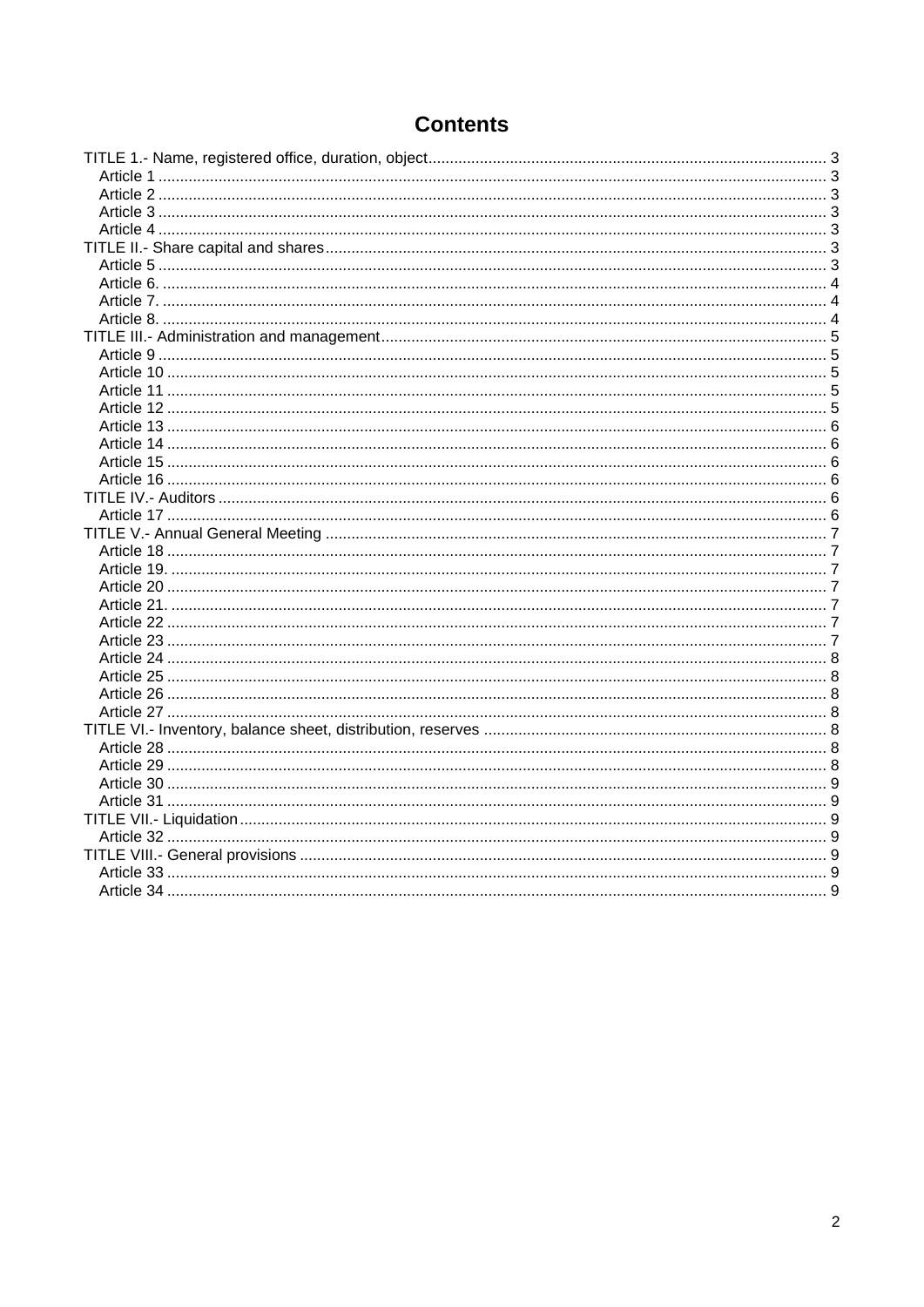# Contents

TITLE 1.- Name, registered office, duration, object ........ 3
- Article 1 ........ 3
- Article 2 ........ 3
- Article 3 ........ 3
- Article 4 ........ 3

TITLE II.- Share capital and shares ........ 3
- Article 5 ........ 3
- Article 6. ........ 4
- Article 7. ........ 4
- Article 8. ........ 4

TITLE III.- Administration and management ........ 5
- Article 9 ........ 5
- Article 10 ........ 5
- Article 11 ........ 5
- Article 12 ........ 5
- Article 13 ........ 6
- Article 14 ........ 6
- Article 15 ........ 6
- Article 16 ........ 6

TITLE IV.- Auditors ........ 6
- Article 17 ........ 6

TITLE V.- Annual General Meeting ........ 7
- Article 18 ........ 7
- Article 19. ........ 7
- Article 20 ........ 7
- Article 21. ........ 7
- Article 22 ........ 7
- Article 23 ........ 7
- Article 24 ........ 8
- Article 25 ........ 8
- Article 26 ........ 8
- Article 27 ........ 8

TITLE VI.- Inventory, balance sheet, distribution, reserves ........ 8
- Article 28 ........ 8
- Article 29 ........ 8
- Article 30 ........ 9
- Article 31 ........ 9

TITLE VII.- Liquidation ........ 9
- Article 32 ........ 9

TITLE VIII.- General provisions ........ 9
- Article 33 ........ 9
- Article 34 ........ 9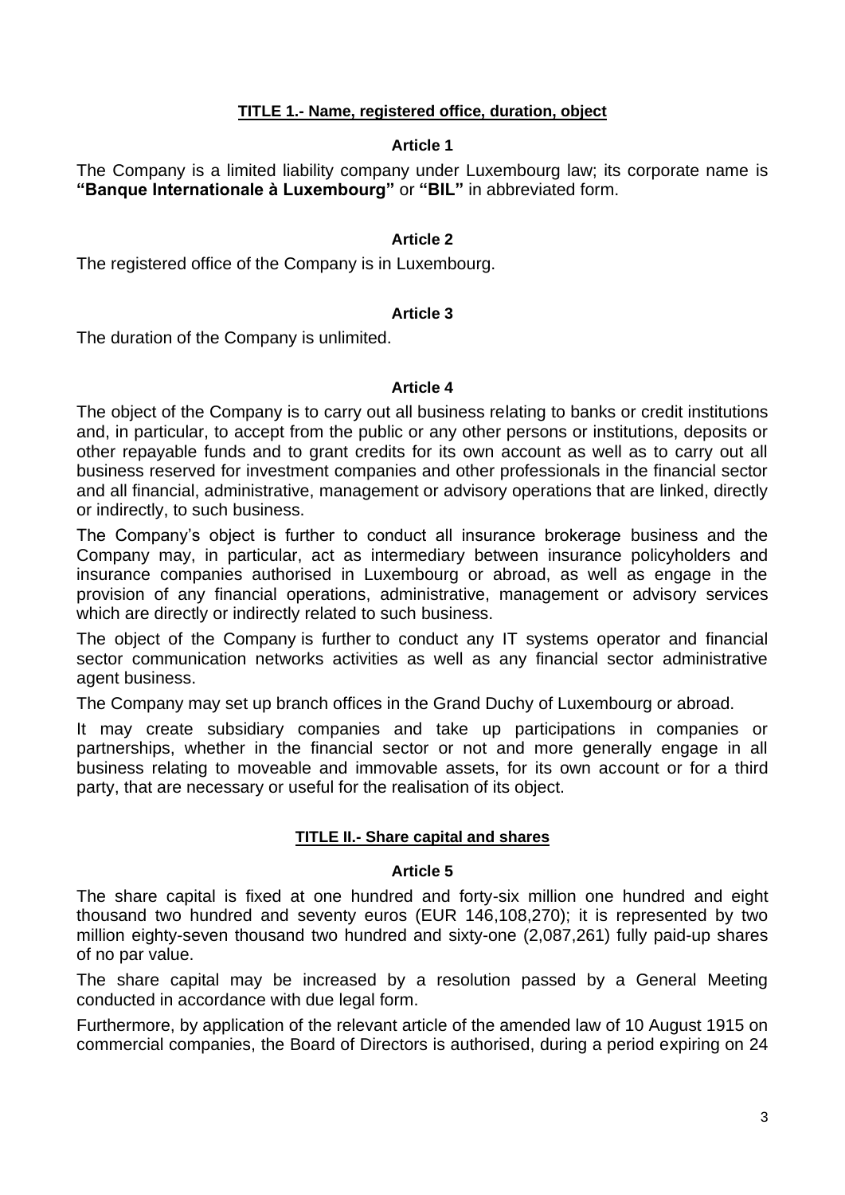## TITLE 1.- Name, registered office, duration, object

### Article 1

The Company is a limited liability company under Luxembourg law; its corporate name is **"Banque Internationale à Luxembourg"** or **"BIL"** in abbreviated form.

### Article 2

The registered office of the Company is in Luxembourg.

### Article 3

The duration of the Company is unlimited.

### Article 4

The object of the Company is to carry out all business relating to banks or credit institutions and, in particular, to accept from the public or any other persons or institutions, deposits or other repayable funds and to grant credits for its own account as well as to carry out all business reserved for investment companies and other professionals in the financial sector and all financial, administrative, management or advisory operations that are linked, directly or indirectly, to such business.

The Company's object is further to conduct all insurance brokerage business and the Company may, in particular, act as intermediary between insurance policyholders and insurance companies authorised in Luxembourg or abroad, as well as engage in the provision of any financial operations, administrative, management or advisory services which are directly or indirectly related to such business.

The object of the Company is further to conduct any IT systems operator and financial sector communication networks activities as well as any financial sector administrative agent business.

The Company may set up branch offices in the Grand Duchy of Luxembourg or abroad.

It may create subsidiary companies and take up participations in companies or partnerships, whether in the financial sector or not and more generally engage in all business relating to moveable and immovable assets, for its own account or for a third party, that are necessary or useful for the realisation of its object.

## TITLE II.- Share capital and shares

### Article 5

The share capital is fixed at one hundred and forty-six million one hundred and eight thousand two hundred and seventy euros (EUR 146,108,270); it is represented by two million eighty-seven thousand two hundred and sixty-one (2,087,261) fully paid-up shares of no par value.

The share capital may be increased by a resolution passed by a General Meeting conducted in accordance with due legal form.

Furthermore, by application of the relevant article of the amended law of 10 August 1915 on commercial companies, the Board of Directors is authorised, during a period expiring on 24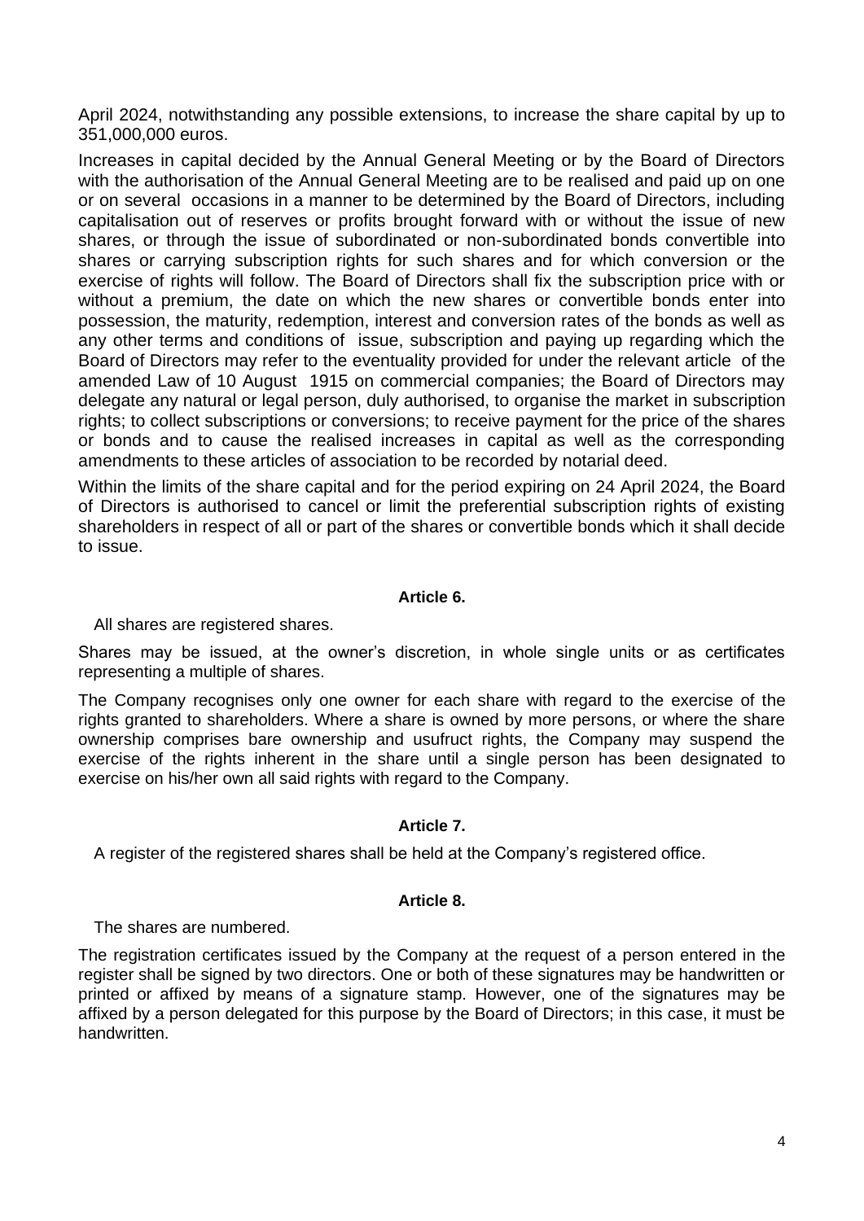April 2024, notwithstanding any possible extensions, to increase the share capital by up to 351,000,000 euros.

Increases in capital decided by the Annual General Meeting or by the Board of Directors with the authorisation of the Annual General Meeting are to be realised and paid up on one or on several occasions in a manner to be determined by the Board of Directors, including capitalisation out of reserves or profits brought forward with or without the issue of new shares, or through the issue of subordinated or non-subordinated bonds convertible into shares or carrying subscription rights for such shares and for which conversion or the exercise of rights will follow. The Board of Directors shall fix the subscription price with or without a premium, the date on which the new shares or convertible bonds enter into possession, the maturity, redemption, interest and conversion rates of the bonds as well as any other terms and conditions of issue, subscription and paying up regarding which the Board of Directors may refer to the eventuality provided for under the relevant article of the amended Law of 10 August 1915 on commercial companies; the Board of Directors may delegate any natural or legal person, duly authorised, to organise the market in subscription rights; to collect subscriptions or conversions; to receive payment for the price of the shares or bonds and to cause the realised increases in capital as well as the corresponding amendments to these articles of association to be recorded by notarial deed.

Within the limits of the share capital and for the period expiring on 24 April 2024, the Board of Directors is authorised to cancel or limit the preferential subscription rights of existing shareholders in respect of all or part of the shares or convertible bonds which it shall decide to issue.

**Article 6.**

All shares are registered shares.

Shares may be issued, at the owner's discretion, in whole single units or as certificates representing a multiple of shares.

The Company recognises only one owner for each share with regard to the exercise of the rights granted to shareholders. Where a share is owned by more persons, or where the share ownership comprises bare ownership and usufruct rights, the Company may suspend the exercise of the rights inherent in the share until a single person has been designated to exercise on his/her own all said rights with regard to the Company.

**Article 7.**

A register of the registered shares shall be held at the Company's registered office.

**Article 8.**

The shares are numbered.

The registration certificates issued by the Company at the request of a person entered in the register shall be signed by two directors. One or both of these signatures may be handwritten or printed or affixed by means of a signature stamp. However, one of the signatures may be affixed by a person delegated for this purpose by the Board of Directors; in this case, it must be handwritten.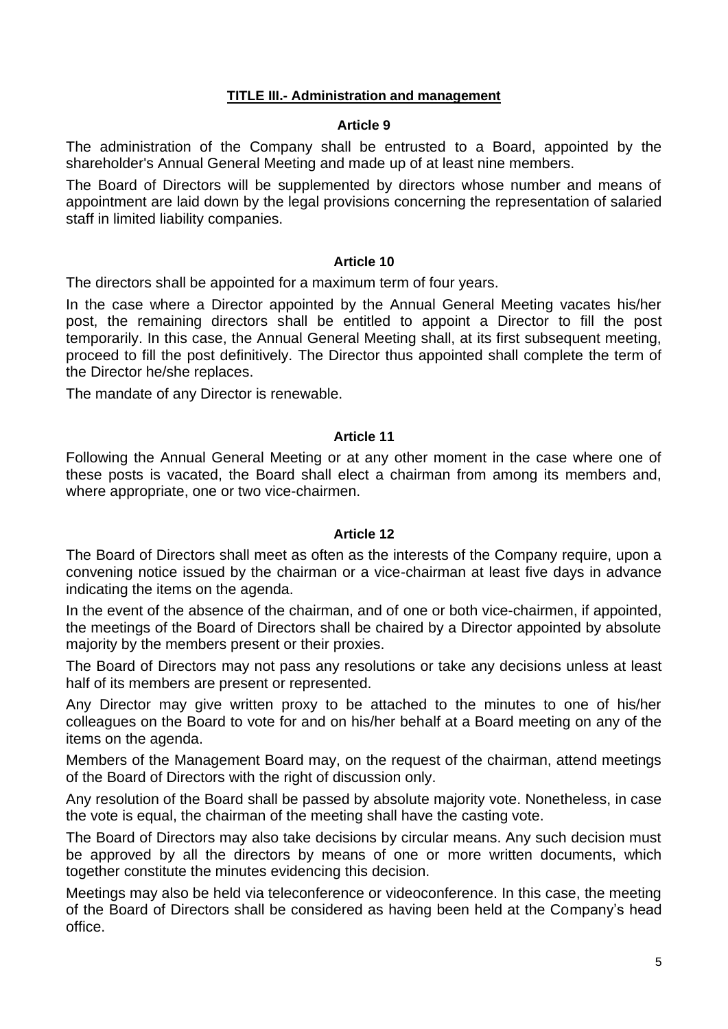## TITLE III.- Administration and management

### Article 9

The administration of the Company shall be entrusted to a Board, appointed by the shareholder's Annual General Meeting and made up of at least nine members.

The Board of Directors will be supplemented by directors whose number and means of appointment are laid down by the legal provisions concerning the representation of salaried staff in limited liability companies.

### Article 10

The directors shall be appointed for a maximum term of four years.

In the case where a Director appointed by the Annual General Meeting vacates his/her post, the remaining directors shall be entitled to appoint a Director to fill the post temporarily. In this case, the Annual General Meeting shall, at its first subsequent meeting, proceed to fill the post definitively. The Director thus appointed shall complete the term of the Director he/she replaces.

The mandate of any Director is renewable.

### Article 11

Following the Annual General Meeting or at any other moment in the case where one of these posts is vacated, the Board shall elect a chairman from among its members and, where appropriate, one or two vice-chairmen.

### Article 12

The Board of Directors shall meet as often as the interests of the Company require, upon a convening notice issued by the chairman or a vice-chairman at least five days in advance indicating the items on the agenda.

In the event of the absence of the chairman, and of one or both vice-chairmen, if appointed, the meetings of the Board of Directors shall be chaired by a Director appointed by absolute majority by the members present or their proxies.

The Board of Directors may not pass any resolutions or take any decisions unless at least half of its members are present or represented.

Any Director may give written proxy to be attached to the minutes to one of his/her colleagues on the Board to vote for and on his/her behalf at a Board meeting on any of the items on the agenda.

Members of the Management Board may, on the request of the chairman, attend meetings of the Board of Directors with the right of discussion only.

Any resolution of the Board shall be passed by absolute majority vote. Nonetheless, in case the vote is equal, the chairman of the meeting shall have the casting vote.

The Board of Directors may also take decisions by circular means. Any such decision must be approved by all the directors by means of one or more written documents, which together constitute the minutes evidencing this decision.

Meetings may also be held via teleconference or videoconference. In this case, the meeting of the Board of Directors shall be considered as having been held at the Company's head office.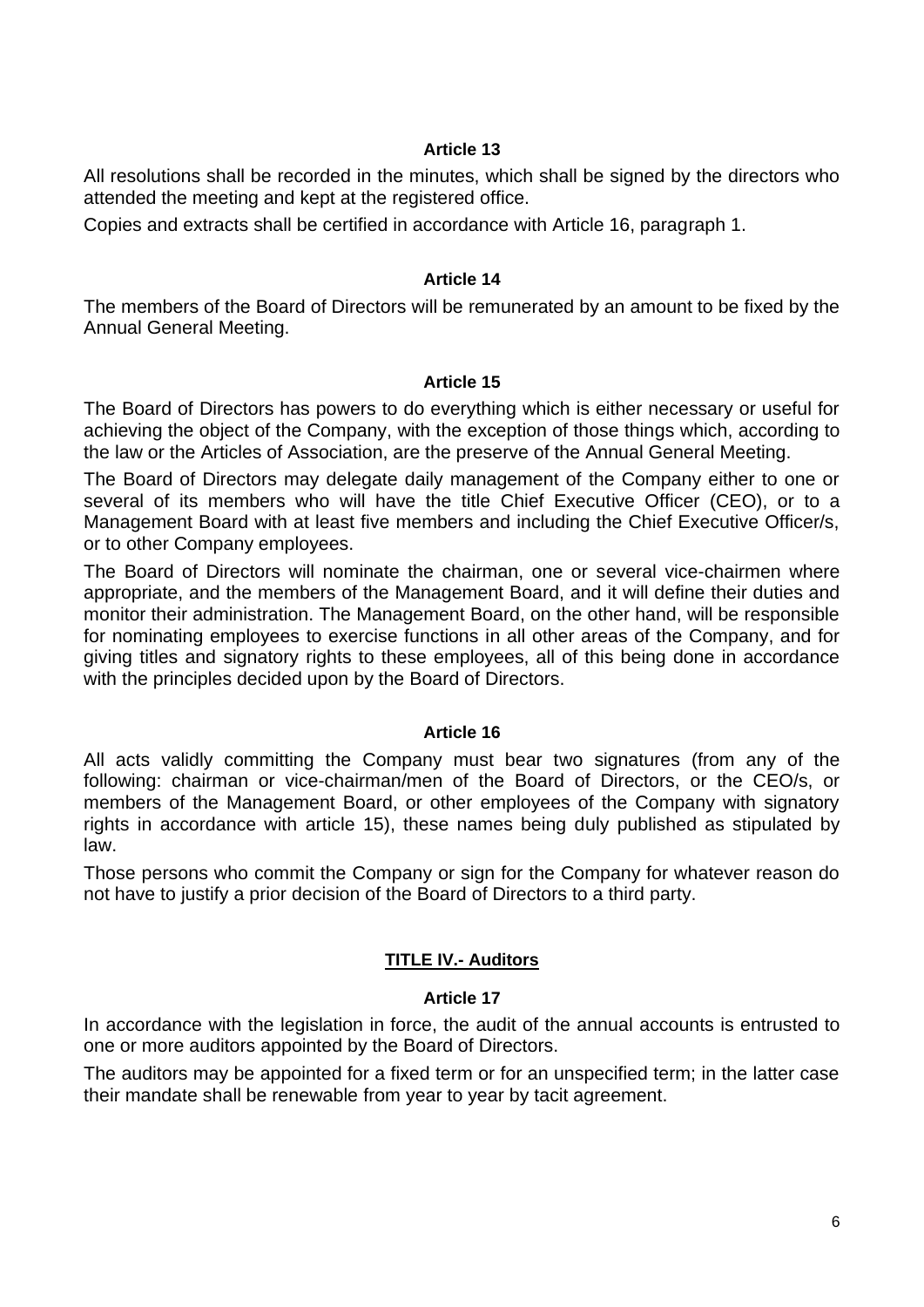### Article 13

All resolutions shall be recorded in the minutes, which shall be signed by the directors who attended the meeting and kept at the registered office.

Copies and extracts shall be certified in accordance with Article 16, paragraph 1.

### Article 14

The members of the Board of Directors will be remunerated by an amount to be fixed by the Annual General Meeting.

### Article 15

The Board of Directors has powers to do everything which is either necessary or useful for achieving the object of the Company, with the exception of those things which, according to the law or the Articles of Association, are the preserve of the Annual General Meeting.

The Board of Directors may delegate daily management of the Company either to one or several of its members who will have the title Chief Executive Officer (CEO), or to a Management Board with at least five members and including the Chief Executive Officer/s, or to other Company employees.

The Board of Directors will nominate the chairman, one or several vice-chairmen where appropriate, and the members of the Management Board, and it will define their duties and monitor their administration. The Management Board, on the other hand, will be responsible for nominating employees to exercise functions in all other areas of the Company, and for giving titles and signatory rights to these employees, all of this being done in accordance with the principles decided upon by the Board of Directors.

### Article 16

All acts validly committing the Company must bear two signatures (from any of the following: chairman or vice-chairman/men of the Board of Directors, or the CEO/s, or members of the Management Board, or other employees of the Company with signatory rights in accordance with article 15), these names being duly published as stipulated by law.

Those persons who commit the Company or sign for the Company for whatever reason do not have to justify a prior decision of the Board of Directors to a third party.

## TITLE IV.- Auditors

### Article 17

In accordance with the legislation in force, the audit of the annual accounts is entrusted to one or more auditors appointed by the Board of Directors.

The auditors may be appointed for a fixed term or for an unspecified term; in the latter case their mandate shall be renewable from year to year by tacit agreement.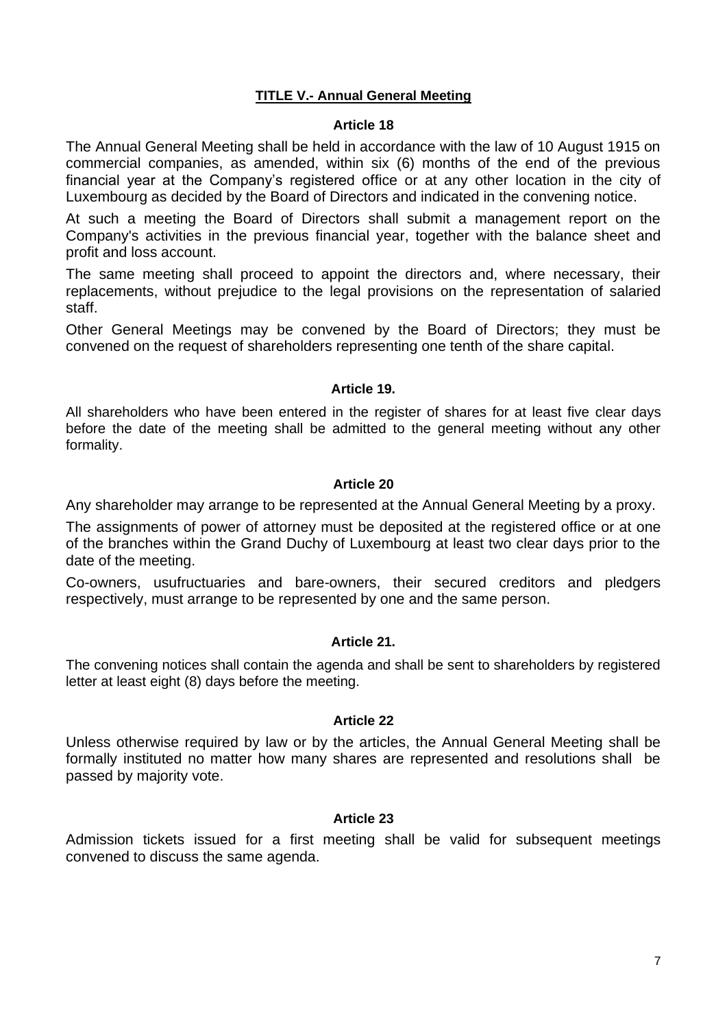## TITLE V.- Annual General Meeting

### Article 18

The Annual General Meeting shall be held in accordance with the law of 10 August 1915 on commercial companies, as amended, within six (6) months of the end of the previous financial year at the Company's registered office or at any other location in the city of Luxembourg as decided by the Board of Directors and indicated in the convening notice.

At such a meeting the Board of Directors shall submit a management report on the Company's activities in the previous financial year, together with the balance sheet and profit and loss account.

The same meeting shall proceed to appoint the directors and, where necessary, their replacements, without prejudice to the legal provisions on the representation of salaried staff.

Other General Meetings may be convened by the Board of Directors; they must be convened on the request of shareholders representing one tenth of the share capital.

### Article 19.

All shareholders who have been entered in the register of shares for at least five clear days before the date of the meeting shall be admitted to the general meeting without any other formality.

### Article 20

Any shareholder may arrange to be represented at the Annual General Meeting by a proxy.

The assignments of power of attorney must be deposited at the registered office or at one of the branches within the Grand Duchy of Luxembourg at least two clear days prior to the date of the meeting.

Co-owners, usufructuaries and bare-owners, their secured creditors and pledgers respectively, must arrange to be represented by one and the same person.

### Article 21.

The convening notices shall contain the agenda and shall be sent to shareholders by registered letter at least eight (8) days before the meeting.

### Article 22

Unless otherwise required by law or by the articles, the Annual General Meeting shall be formally instituted no matter how many shares are represented and resolutions shall be passed by majority vote.

### Article 23

Admission tickets issued for a first meeting shall be valid for subsequent meetings convened to discuss the same agenda.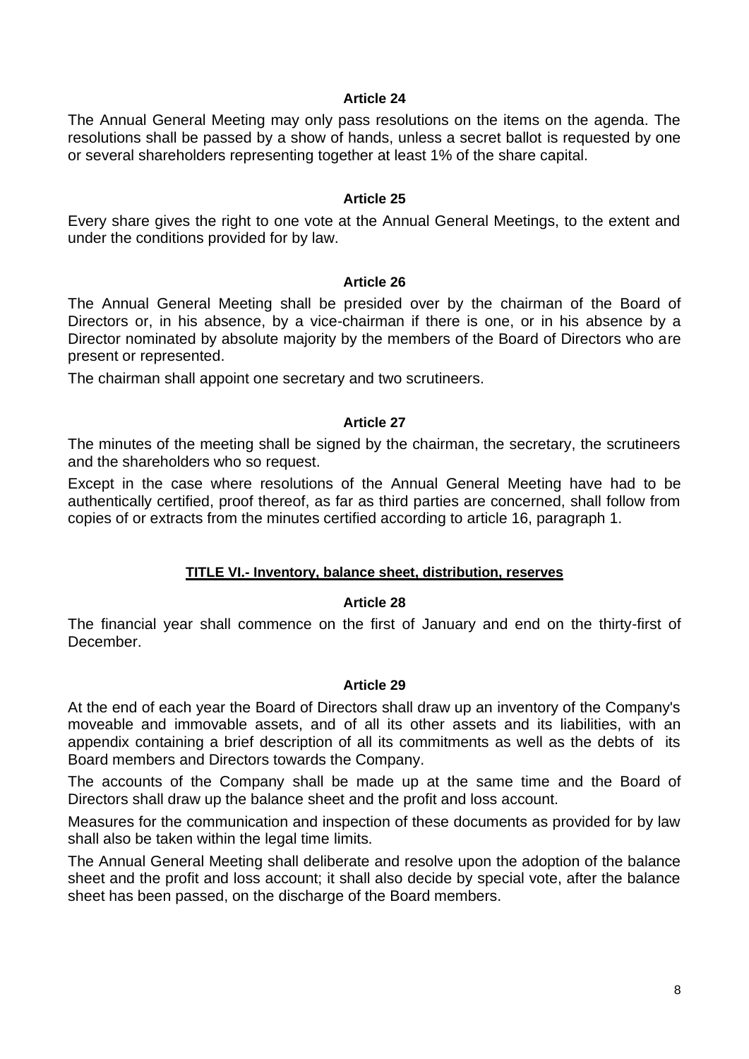### Article 24

The Annual General Meeting may only pass resolutions on the items on the agenda. The resolutions shall be passed by a show of hands, unless a secret ballot is requested by one or several shareholders representing together at least 1% of the share capital.

### Article 25

Every share gives the right to one vote at the Annual General Meetings, to the extent and under the conditions provided for by law.

### Article 26

The Annual General Meeting shall be presided over by the chairman of the Board of Directors or, in his absence, by a vice-chairman if there is one, or in his absence by a Director nominated by absolute majority by the members of the Board of Directors who are present or represented.

The chairman shall appoint one secretary and two scrutineers.

### Article 27

The minutes of the meeting shall be signed by the chairman, the secretary, the scrutineers and the shareholders who so request.

Except in the case where resolutions of the Annual General Meeting have had to be authentically certified, proof thereof, as far as third parties are concerned, shall follow from copies of or extracts from the minutes certified according to article 16, paragraph 1.

## TITLE VI.- Inventory, balance sheet, distribution, reserves

### Article 28

The financial year shall commence on the first of January and end on the thirty-first of December.

### Article 29

At the end of each year the Board of Directors shall draw up an inventory of the Company's moveable and immovable assets, and of all its other assets and its liabilities, with an appendix containing a brief description of all its commitments as well as the debts of its Board members and Directors towards the Company.

The accounts of the Company shall be made up at the same time and the Board of Directors shall draw up the balance sheet and the profit and loss account.

Measures for the communication and inspection of these documents as provided for by law shall also be taken within the legal time limits.

The Annual General Meeting shall deliberate and resolve upon the adoption of the balance sheet and the profit and loss account; it shall also decide by special vote, after the balance sheet has been passed, on the discharge of the Board members.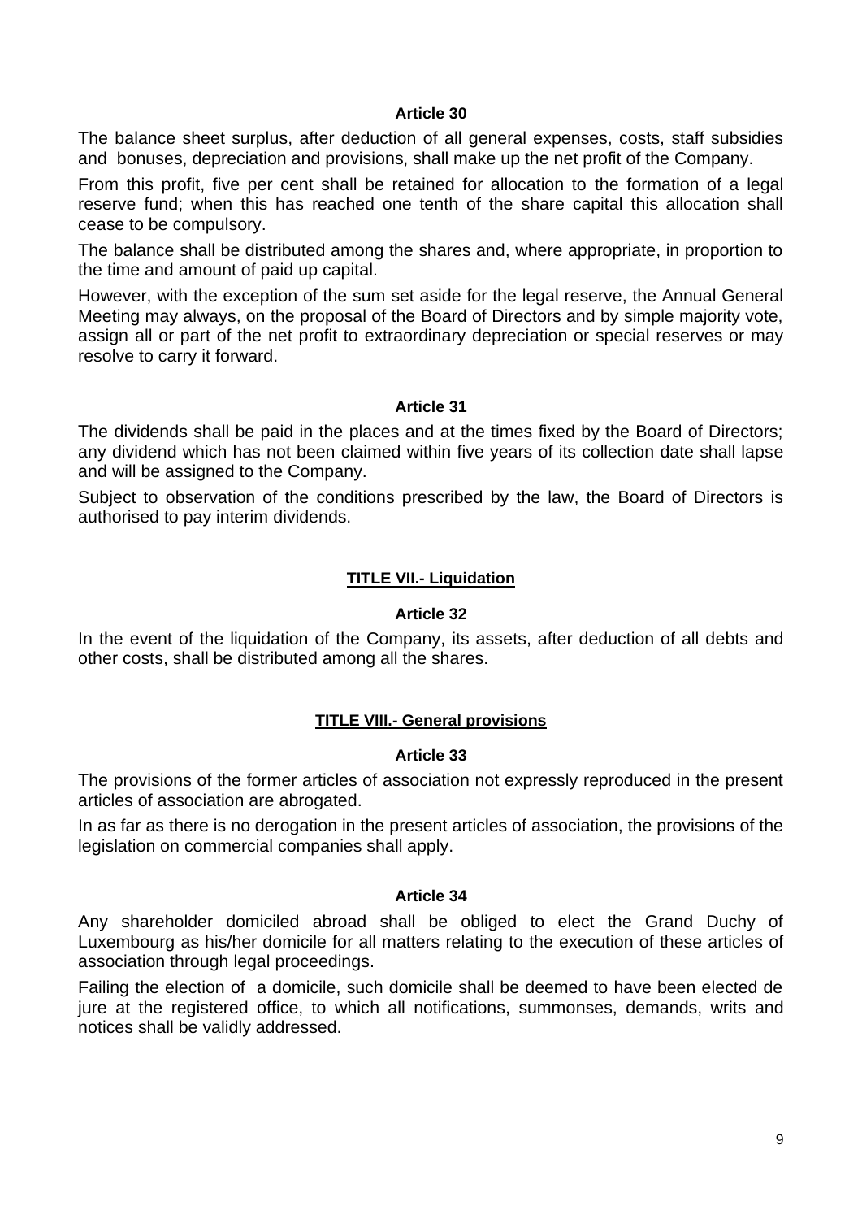**Article 30**

The balance sheet surplus, after deduction of all general expenses, costs, staff subsidies and bonuses, depreciation and provisions, shall make up the net profit of the Company.

From this profit, five per cent shall be retained for allocation to the formation of a legal reserve fund; when this has reached one tenth of the share capital this allocation shall cease to be compulsory.

The balance shall be distributed among the shares and, where appropriate, in proportion to the time and amount of paid up capital.

However, with the exception of the sum set aside for the legal reserve, the Annual General Meeting may always, on the proposal of the Board of Directors and by simple majority vote, assign all or part of the net profit to extraordinary depreciation or special reserves or may resolve to carry it forward.

**Article 31**

The dividends shall be paid in the places and at the times fixed by the Board of Directors; any dividend which has not been claimed within five years of its collection date shall lapse and will be assigned to the Company.

Subject to observation of the conditions prescribed by the law, the Board of Directors is authorised to pay interim dividends.

## TITLE VII.- Liquidation

**Article 32**

In the event of the liquidation of the Company, its assets, after deduction of all debts and other costs, shall be distributed among all the shares.

## TITLE VIII.- General provisions

**Article 33**

The provisions of the former articles of association not expressly reproduced in the present articles of association are abrogated.

In as far as there is no derogation in the present articles of association, the provisions of the legislation on commercial companies shall apply.

**Article 34**

Any shareholder domiciled abroad shall be obliged to elect the Grand Duchy of Luxembourg as his/her domicile for all matters relating to the execution of these articles of association through legal proceedings.

Failing the election of a domicile, such domicile shall be deemed to have been elected de jure at the registered office, to which all notifications, summonses, demands, writs and notices shall be validly addressed.